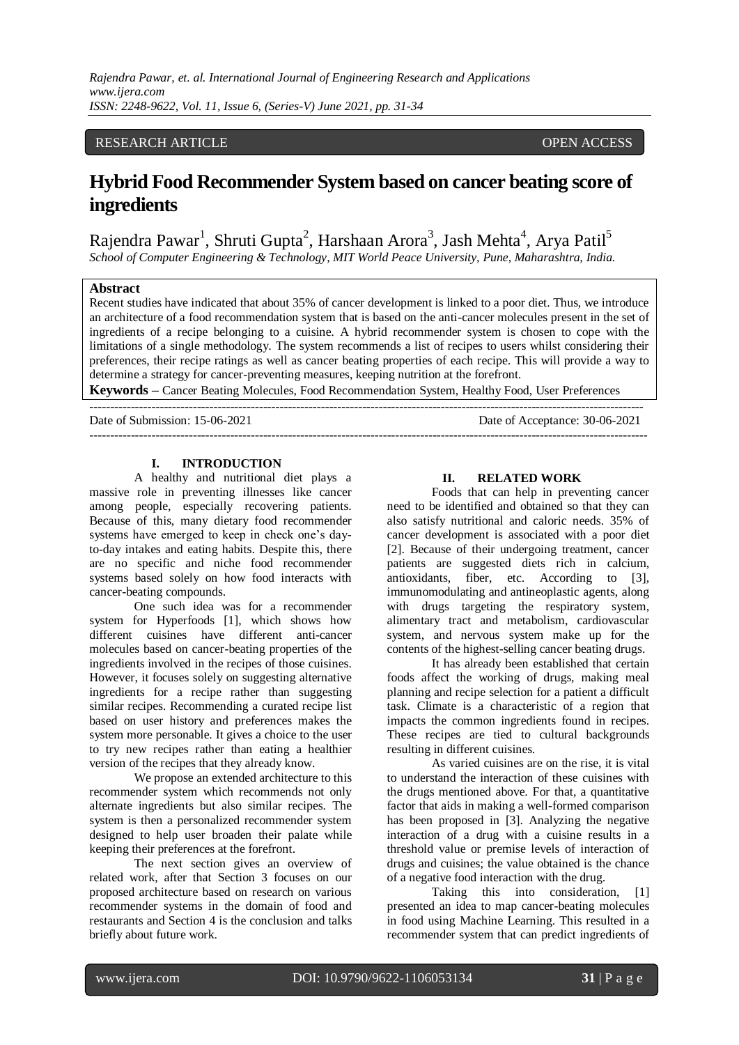RESEARCH ARTICLE OPEN ACCESS

# Hybrid Food Recommender System based on cancer beating score of ingredients

Rajendra Pawar[1], Shruti Gupta[2], Harshaan Arora[3], Jash Mehta[4], Arya Patil[5]

*School of Computer Engineering & Technology, MIT World Peace University, Pune, Maharashtra, India.*

## Abstract

Recent studies have indicated that about 35% of cancer development is linked to a poor diet. Thus, we introduce an architecture of a food recommendation system that is based on the anti-cancer molecules present in the set of ingredients of a recipe belonging to a cuisine. A hybrid recommender system is chosen to cope with the limitations of a single methodology. The system recommends a list of recipes to users whilst considering their preferences, their recipe ratings as well as cancer beating properties of each recipe. This will provide a way to determine a strategy for cancer-preventing measures, keeping nutrition at the forefront.

**Keywords –** Cancer Beating Molecules, Food Recommendation System, Healthy Food, User Preferences

---

Date of Submission: 15-06-2021 Date of Acceptance: 30-06-2021

---

## I. INTRODUCTION

A healthy and nutritional diet plays a massive role in preventing illnesses like cancer among people, especially recovering patients. Because of this, many dietary food recommender systems have emerged to keep in check one's day-to-day intakes and eating habits. Despite this, there are no specific and niche food recommender systems based solely on how food interacts with cancer-beating compounds.

One such idea was for a recommender system for Hyperfoods [1], which shows how different cuisines have different anti-cancer molecules based on cancer-beating properties of the ingredients involved in the recipes of those cuisines. However, it focuses solely on suggesting alternative ingredients for a recipe rather than suggesting similar recipes. Recommending a curated recipe list based on user history and preferences makes the system more personable. It gives a choice to the user to try new recipes rather than eating a healthier version of the recipes that they already know.

We propose an extended architecture to this recommender system which recommends not only alternate ingredients but also similar recipes. The system is then a personalized recommender system designed to help user broaden their palate while keeping their preferences at the forefront.

The next section gives an overview of related work, after that Section 3 focuses on our proposed architecture based on research on various recommender systems in the domain of food and restaurants and Section 4 is the conclusion and talks briefly about future work.

## II. RELATED WORK

Foods that can help in preventing cancer need to be identified and obtained so that they can also satisfy nutritional and caloric needs. 35% of cancer development is associated with a poor diet [2]. Because of their undergoing treatment, cancer patients are suggested diets rich in calcium, antioxidants, fiber, etc. According to [3], immunomodulating and antineoplastic agents, along with drugs targeting the respiratory system, alimentary tract and metabolism, cardiovascular system, and nervous system make up for the contents of the highest-selling cancer beating drugs.

It has already been established that certain foods affect the working of drugs, making meal planning and recipe selection for a patient a difficult task. Climate is a characteristic of a region that impacts the common ingredients found in recipes. These recipes are tied to cultural backgrounds resulting in different cuisines.

As varied cuisines are on the rise, it is vital to understand the interaction of these cuisines with the drugs mentioned above. For that, a quantitative factor that aids in making a well-formed comparison has been proposed in [3]. Analyzing the negative interaction of a drug with a cuisine results in a threshold value or premise levels of interaction of drugs and cuisines; the value obtained is the chance of a negative food interaction with the drug.

Taking this into consideration, [1] presented an idea to map cancer-beating molecules in food using Machine Learning. This resulted in a recommender system that can predict ingredients of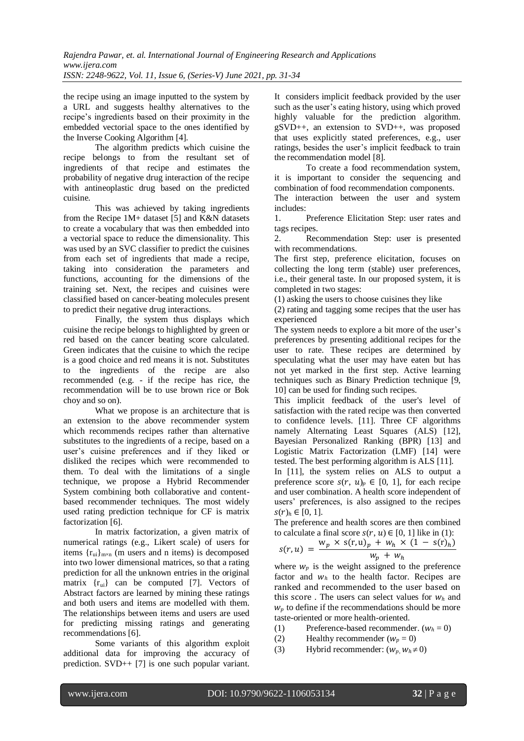the recipe using an image inputted to the system by a URL and suggests healthy alternatives to the recipe's ingredients based on their proximity in the embedded vectorial space to the ones identified by the Inverse Cooking Algorithm [4].

The algorithm predicts which cuisine the recipe belongs to from the resultant set of ingredients of that recipe and estimates the probability of negative drug interaction of the recipe with antineoplastic drug based on the predicted cuisine.

This was achieved by taking ingredients from the Recipe 1M+ dataset [5] and K&N datasets to create a vocabulary that was then embedded into a vectorial space to reduce the dimensionality. This was used by an SVC classifier to predict the cuisines from each set of ingredients that made a recipe, taking into consideration the parameters and functions, accounting for the dimensions of the training set. Next, the recipes and cuisines were classified based on cancer-beating molecules present to predict their negative drug interactions.

Finally, the system thus displays which cuisine the recipe belongs to highlighted by green or red based on the cancer beating score calculated. Green indicates that the cuisine to which the recipe is a good choice and red means it is not. Substitutes to the ingredients of the recipe are also recommended (e.g. - if the recipe has rice, the recommendation will be to use brown rice or Bok choy and so on).

What we propose is an architecture that is an extension to the above recommender system which recommends recipes rather than alternative substitutes to the ingredients of a recipe, based on a user's cuisine preferences and if they liked or disliked the recipes which were recommended to them. To deal with the limitations of a single technique, we propose a Hybrid Recommender System combining both collaborative and content-based recommender techniques. The most widely used rating prediction technique for CF is matrix factorization [6].

In matrix factorization, a given matrix of numerical ratings (e.g., Likert scale) of users for items $\{r_{ui}\}_{m \times n}$ (m users and n items) is decomposed into two lower dimensional matrices, so that a rating prediction for all the unknown entries in the original matrix $\{r_{ui}\}$ can be computed [7]. Vectors of Abstract factors are learned by mining these ratings and both users and items are modelled with them. The relationships between items and users are used for predicting missing ratings and generating recommendations [6].

Some variants of this algorithm exploit additional data for improving the accuracy of prediction. SVD++ [7] is one such popular variant. It considers implicit feedback provided by the user such as the user's eating history, using which proved highly valuable for the prediction algorithm. gSVD++, an extension to SVD++, was proposed that uses explicitly stated preferences, e.g., user ratings, besides the user's implicit feedback to train the recommendation model [8].

To create a food recommendation system, it is important to consider the sequencing and combination of food recommendation components. The interaction between the user and system includes:

1. Preference Elicitation Step: user rates and tags recipes.
2. Recommendation Step: user is presented with recommendations.

The first step, preference elicitation, focuses on collecting the long term (stable) user preferences, i.e., their general taste. In our proposed system, it is completed in two stages:

(1) asking the users to choose cuisines they like

(2) rating and tagging some recipes that the user has experienced

The system needs to explore a bit more of the user's preferences by presenting additional recipes for the user to rate. These recipes are determined by speculating what the user may have eaten but has not yet marked in the first step. Active learning techniques such as Binary Prediction technique [9, 10] can be used for finding such recipes.

This implicit feedback of the user's level of satisfaction with the rated recipe was then converted to confidence levels. [11]. Three CF algorithms namely Alternating Least Squares (ALS) [12], Bayesian Personalized Ranking (BPR) [13] and Logistic Matrix Factorization (LMF) [14] were tested. The best performing algorithm is ALS [11].

In [11], the system relies on ALS to output a preference score $s(r, u)_p \in [0, 1]$, for each recipe and user combination. A health score independent of users' preferences, is also assigned to the recipes $s(r)_h \in [0, 1]$.

The preference and health scores are then combined to calculate a final score $s(r, u) \in [0, 1]$ like in (1):

$$s(r,u) = \frac{w_p \times s(r,u)_p + w_h \times (1 - s(r)_h)}{w_p + w_h}$$

where $w_p$ is the weight assigned to the preference factor and $w_h$ to the health factor. Recipes are ranked and recommended to the user based on this score . The users can select values for $w_h$ and $w_p$ to define if the recommendations should be more taste-oriented or more health-oriented.

(1) Preference-based recommender. ($w_h = 0$)

(2) Healthy recommender ($w_p = 0$)

(3) Hybrid recommender: ($w_p, w_h \neq 0$)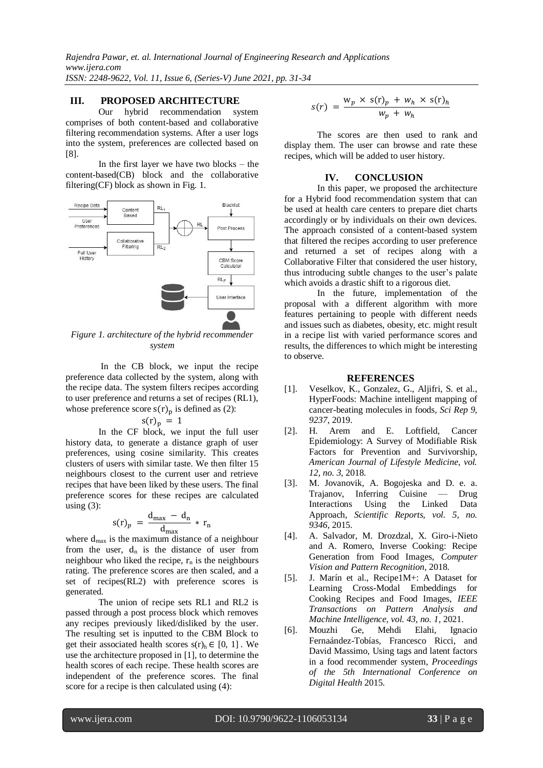## III. PROPOSED ARCHITECTURE

Our hybrid recommendation system comprises of both content-based and collaborative filtering recommendation systems. After a user logs into the system, preferences are collected based on [8].

In the first layer we have two blocks – the content-based(CB) block and the collaborative filtering(CF) block as shown in Fig. 1.

*Figure 1. architecture of the hybrid recommender system*

In the CB block, we input the recipe preference data collected by the system, along with the recipe data. The system filters recipes according to user preference and returns a set of recipes (RL1), whose preference score $s(r)_p$ is defined as (2):

$$s(r)_p = 1$$

In the CF block, we input the full user history data, to generate a distance graph of user preferences, using cosine similarity. This creates clusters of users with similar taste. We then filter 15 neighbours closest to the current user and retrieve recipes that have been liked by these users. The final preference scores for these recipes are calculated using (3):

$$s(r)_p = \frac{d_{max} - d_n}{d_{max}} * r_n$$

where $d_{max}$ is the maximum distance of a neighbour from the user, $d_n$ is the distance of user from neighbour who liked the recipe, $r_n$ is the neighbours rating. The preference scores are then scaled, and a set of recipes(RL2) with preference scores is generated.

The union of recipe sets RL1 and RL2 is passed through a post process block which removes any recipes previously liked/disliked by the user. The resulting set is inputted to the CBM Block to get their associated health scores $s(r)_h \in [0, 1]$. We use the architecture proposed in [1], to determine the health scores of each recipe. These health scores are independent of the preference scores. The final score for a recipe is then calculated using (4):

$$s(r) = \frac{w_p \times s(r)_p + w_h \times s(r)_h}{w_p + w_h}$$

The scores are then used to rank and display them. The user can browse and rate these recipes, which will be added to user history.

## IV. CONCLUSION

In this paper, we proposed the architecture for a Hybrid food recommendation system that can be used at health care centers to prepare diet charts accordingly or by individuals on their own devices. The approach consisted of a content-based system that filtered the recipes according to user preference and returned a set of recipes along with a Collaborative Filter that considered the user history, thus introducing subtle changes to the user's palate which avoids a drastic shift to a rigorous diet.

In the future, implementation of the proposal with a different algorithm with more features pertaining to people with different needs and issues such as diabetes, obesity, etc. might result in a recipe list with varied performance scores and results, the differences to which might be interesting to observe.

## REFERENCES

[1]. Veselkov, K., Gonzalez, G., Aljifri, S. et al., HyperFoods: Machine intelligent mapping of cancer-beating molecules in foods, *Sci Rep 9, 9237*, 2019.

[2]. H. Arem and E. Loftfield, Cancer Epidemiology: A Survey of Modifiable Risk Factors for Prevention and Survivorship, *American Journal of Lifestyle Medicine, vol. 12, no. 3*, 2018.

[3]. M. Jovanovik, A. Bogojeska and D. e. a. Trajanov, Inferring Cuisine — Drug Interactions Using the Linked Data Approach, *Scientific Reports, vol. 5, no. 9346*, 2015.

[4]. A. Salvador, M. Drozdzal, X. Giro-i-Nieto and A. Romero, Inverse Cooking: Recipe Generation from Food Images, *Computer Vision and Pattern Recognition*, 2018.

[5]. J. Marín et al., Recipe1M+: A Dataset for Learning Cross-Modal Embeddings for Cooking Recipes and Food Images, *IEEE Transactions on Pattern Analysis and Machine Intelligence, vol. 43, no. 1*, 2021.

[6]. Mouzhi Ge, Mehdi Elahi, Ignacio Fernaández-Tobías, Francesco Ricci, and David Massimo, Using tags and latent factors in a food recommender system, *Proceedings of the 5th International Conference on Digital Health* 2015.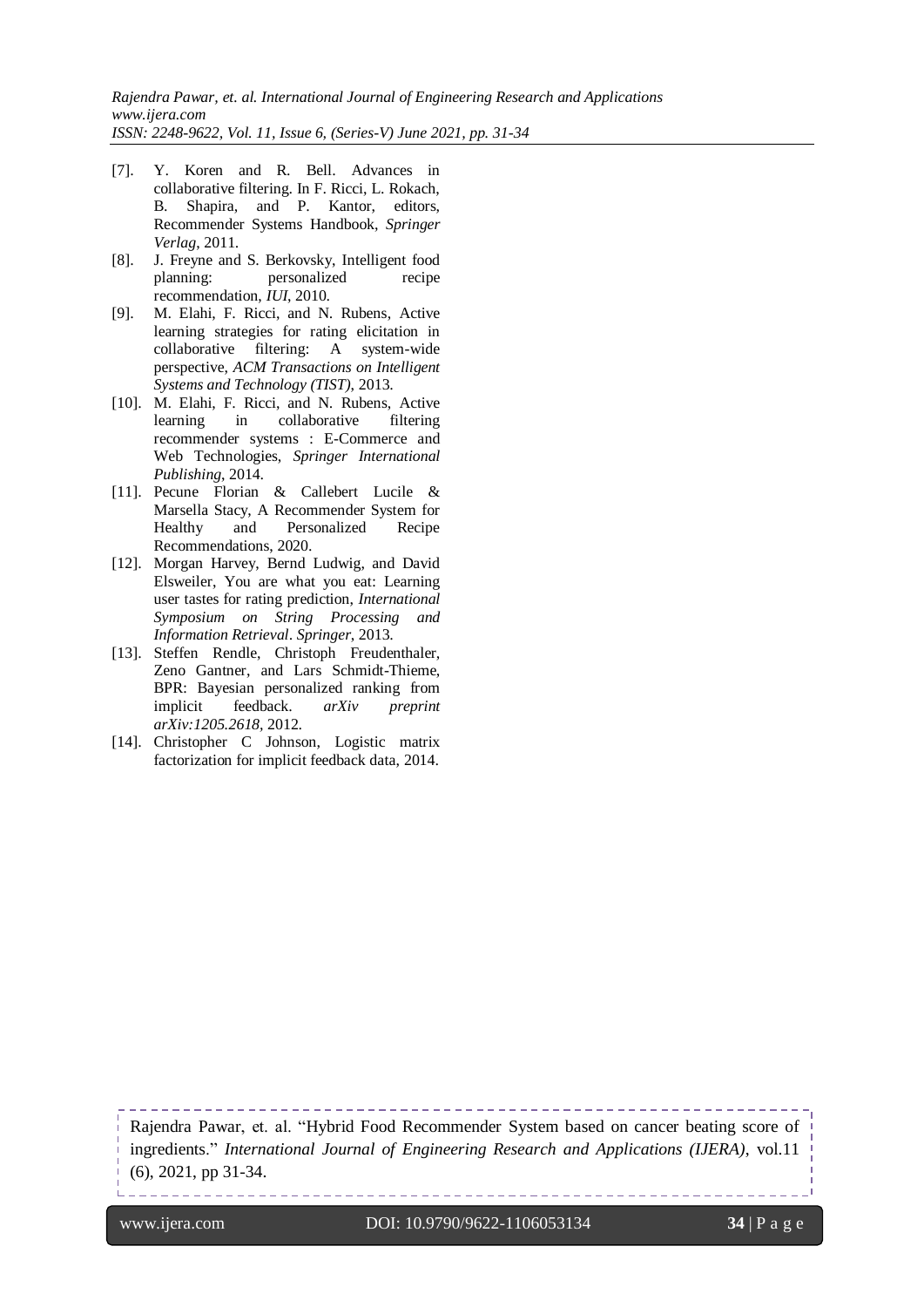[7]. Y. Koren and R. Bell. Advances in collaborative filtering. In F. Ricci, L. Rokach, B. Shapira, and P. Kantor, editors, Recommender Systems Handbook, *Springer Verlag*, 2011.

[8]. J. Freyne and S. Berkovsky, Intelligent food planning: personalized recipe recommendation, *IUI*, 2010.

[9]. M. Elahi, F. Ricci, and N. Rubens, Active learning strategies for rating elicitation in collaborative filtering: A system-wide perspective, *ACM Transactions on Intelligent Systems and Technology (TIST)*, 2013.

[10]. M. Elahi, F. Ricci, and N. Rubens, Active learning in collaborative filtering recommender systems : E-Commerce and Web Technologies, *Springer International Publishing*, 2014.

[11]. Pecune Florian & Callebert Lucile & Marsella Stacy, A Recommender System for Healthy and Personalized Recipe Recommendations, 2020.

[12]. Morgan Harvey, Bernd Ludwig, and David Elsweiler, You are what you eat: Learning user tastes for rating prediction, *International Symposium on String Processing and Information Retrieval*. *Springer*, 2013.

[13]. Steffen Rendle, Christoph Freudenthaler, Zeno Gantner, and Lars Schmidt-Thieme, BPR: Bayesian personalized ranking from implicit feedback. *arXiv preprint arXiv:1205.2618*, 2012.

[14]. Christopher C Johnson, Logistic matrix factorization for implicit feedback data, 2014.

Rajendra Pawar, et. al. "Hybrid Food Recommender System based on cancer beating score of ingredients." *International Journal of Engineering Research and Applications (IJERA)*, vol.11 (6), 2021, pp 31-34.